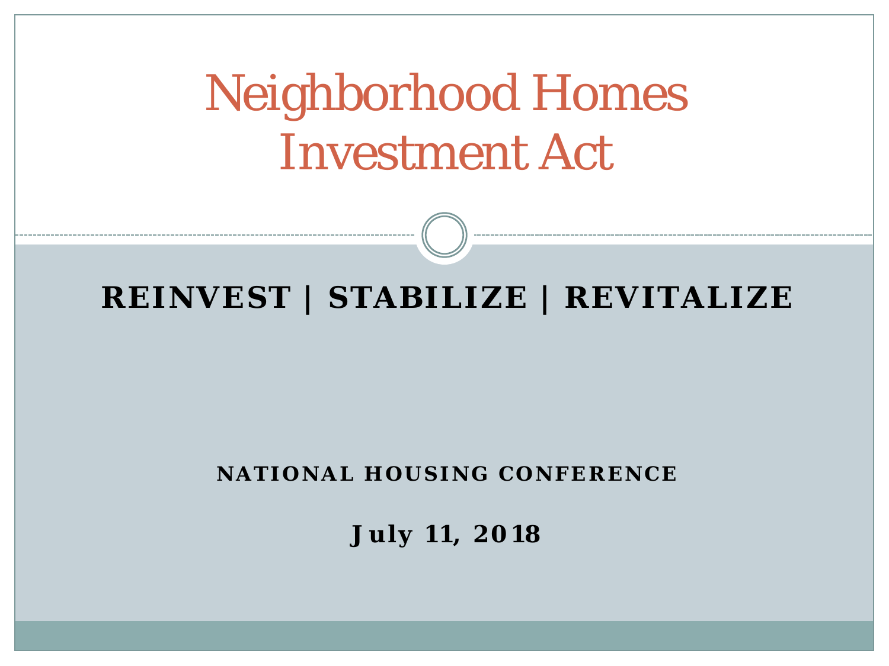# Neighborhood Homes Investment Act

**REINVEST | STABILIZE | REVITALIZE**

**NATIONAL HOUSING CONFERENCE**

**July 11, 2018**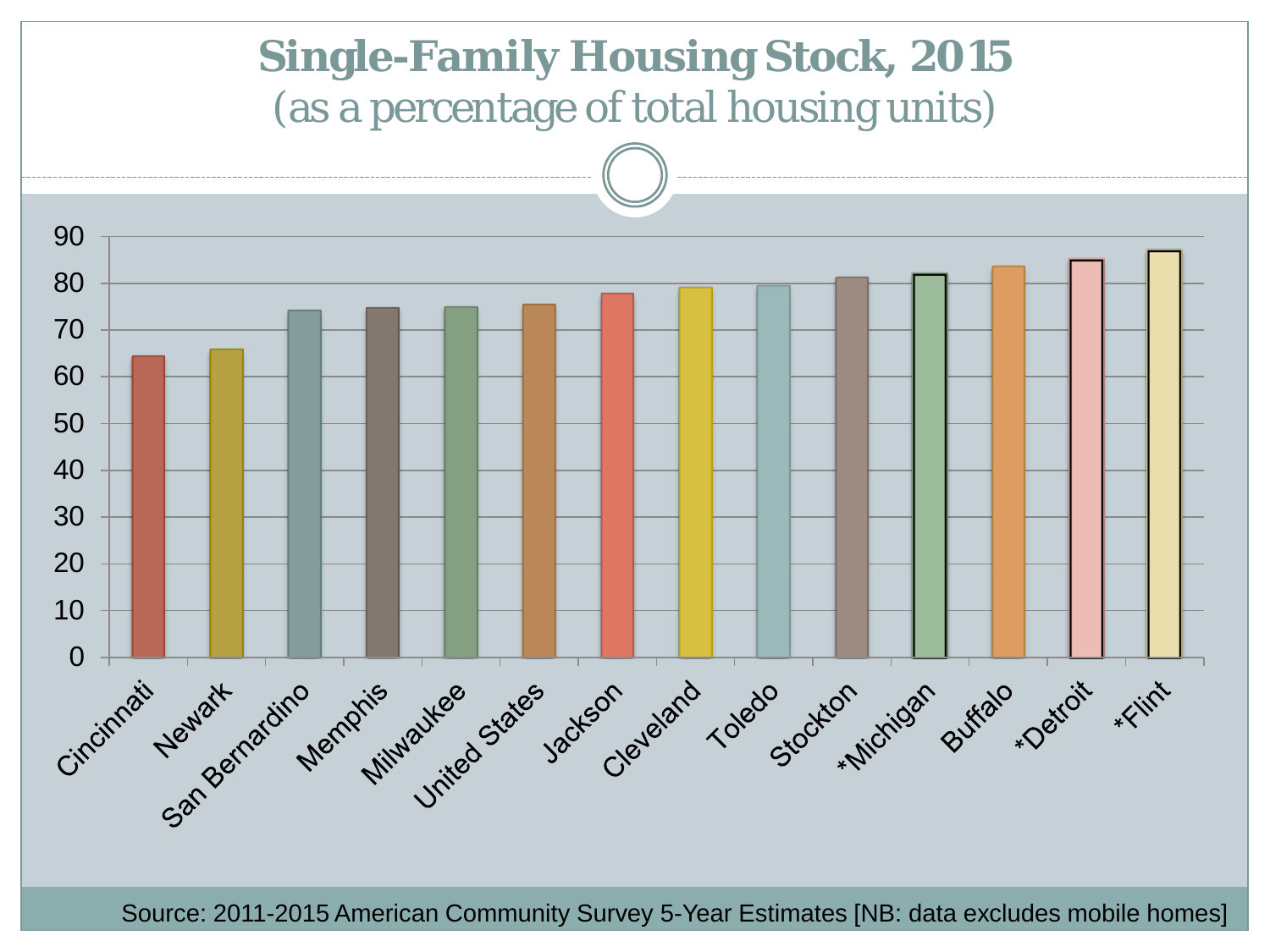# Single-Family Housing Stock, 2015

(as a percentage of total housing units)

90
80
70
60
50
40
30
20
10
0

Cincinnati
Newark
San Bernardino
Memphis
Milwaukee
United States
Jackson
Cleveland
Toledo
Stockton
*Michigan
Buffalo
*Detroit
*Flint

Source: 2011-2015 American Community Survey 5-Year Estimates [NB: data excludes mobile homes]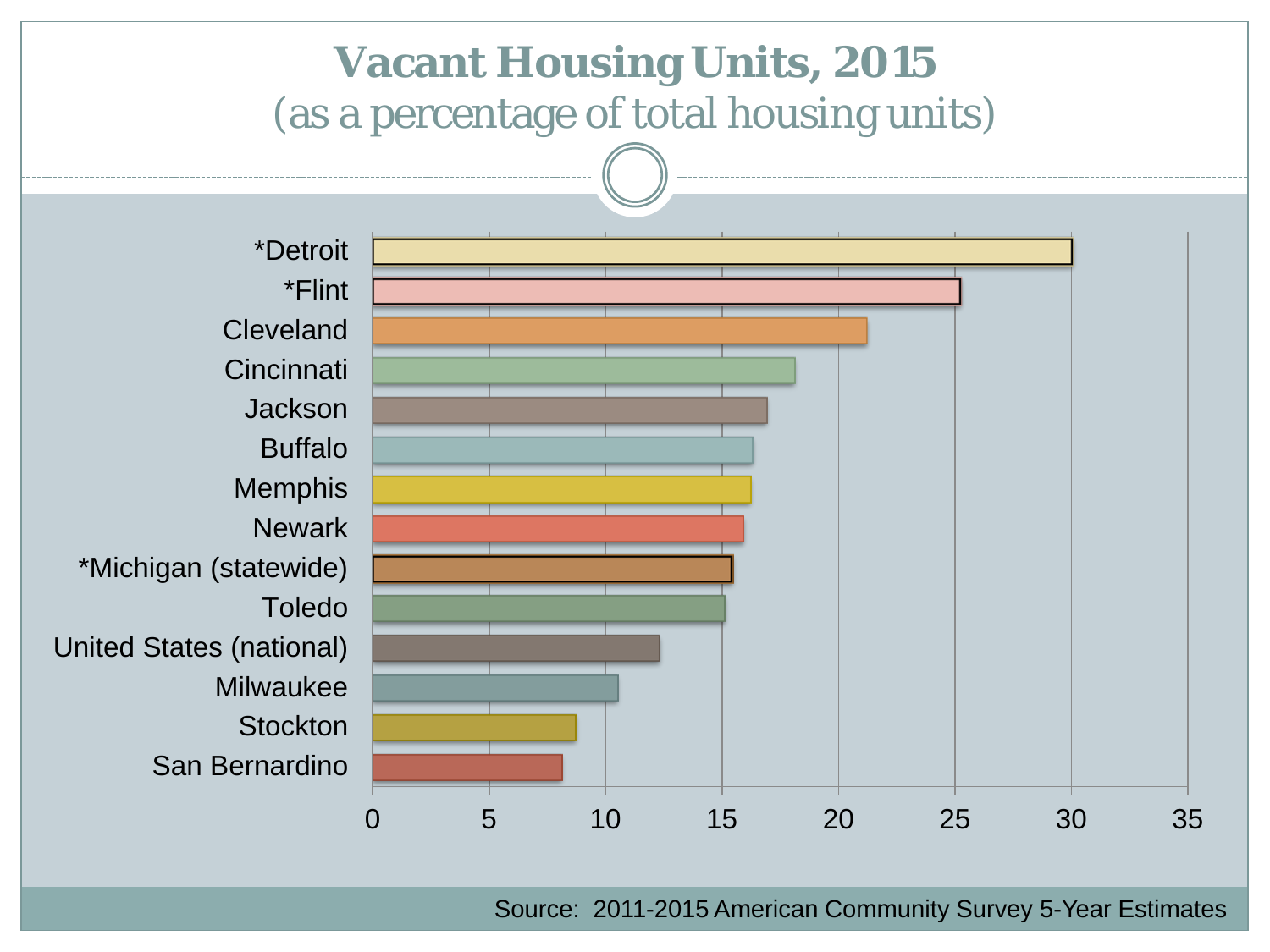# Vacant Housing Units, 2015

(as a percentage of total housing units)

*Detroit

*Flint

Cleveland

Cincinnati

Jackson

Buffalo

Memphis

Newark

*Michigan (statewide)

Toledo

United States (national)

Milwaukee

Stockton

San Bernardino

0 5 10 15 20 25 30 35

Source: 2011-2015 American Community Survey 5-Year Estimates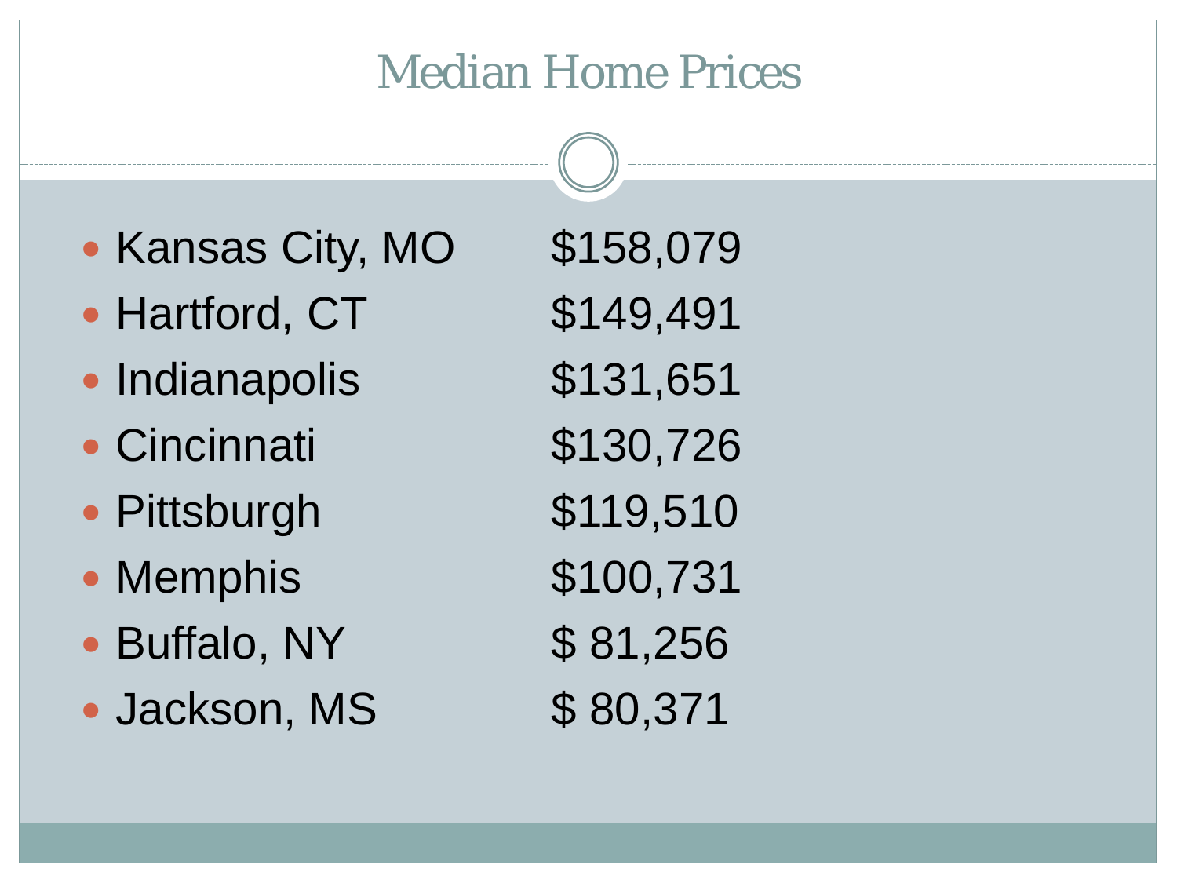# Median Home Prices

- Kansas City, MO $158,079
- Hartford, CT $149,491
- Indianapolis $131,651
- Cincinnati $130,726
- Pittsburgh $119,510
- Memphis $100,731
- Buffalo, NY $ 81,256
- Jackson, MS $ 80,371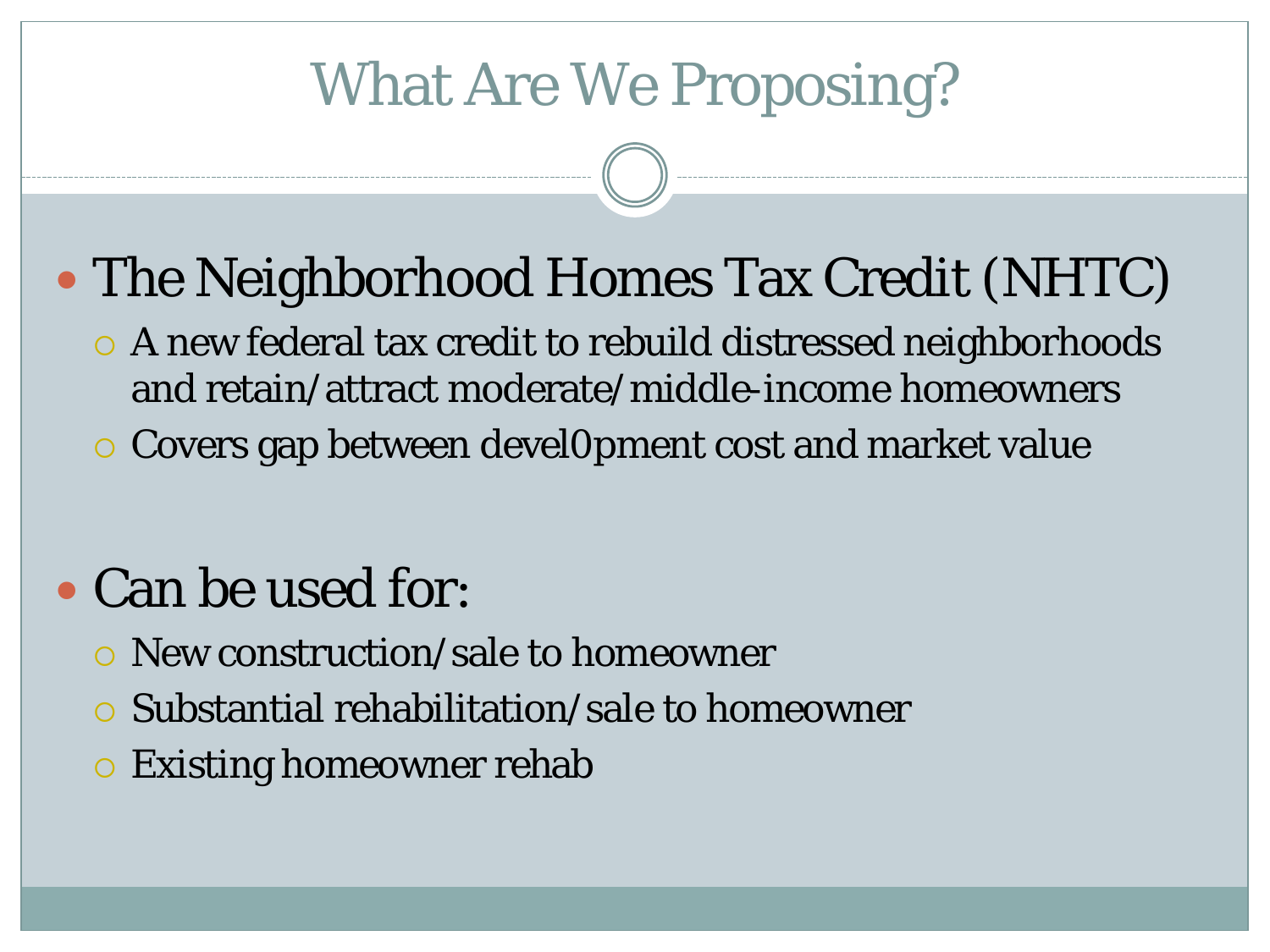# What Are We Proposing?

- The Neighborhood Homes Tax Credit (NHTC)
  - A new federal tax credit to rebuild distressed neighborhoods and retain/attract moderate/middle-income homeowners
  - Covers gap between devel0pment cost and market value

- Can be used for:
  - New construction/sale to homeowner
  - Substantial rehabilitation/sale to homeowner
  - Existing homeowner rehab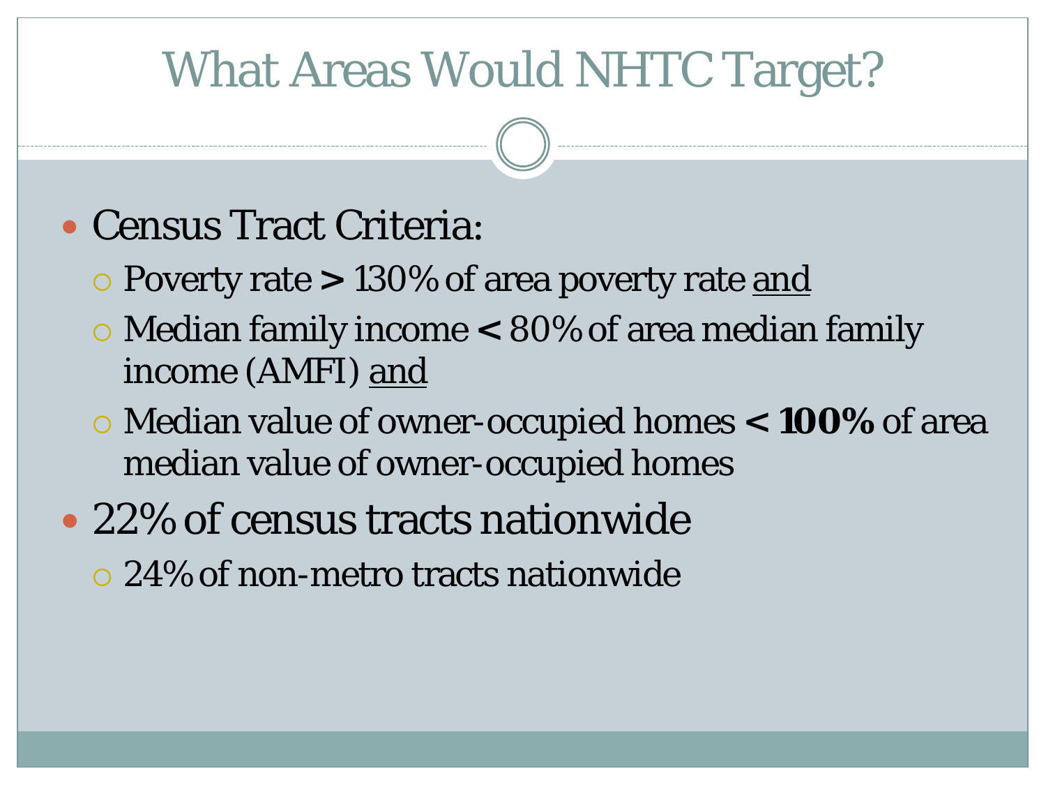# What Areas Would NHTC Target?

- Census Tract Criteria:
  - Poverty rate **>** 130% of area poverty rate <u>and</u>
  - Median family income **<** 80% of area median family income (AMFI) <u>and</u>
  - Median value of owner-occupied homes **< 100%** of area median value of owner-occupied homes
- 22% of census tracts nationwide
  - 24% of non-metro tracts nationwide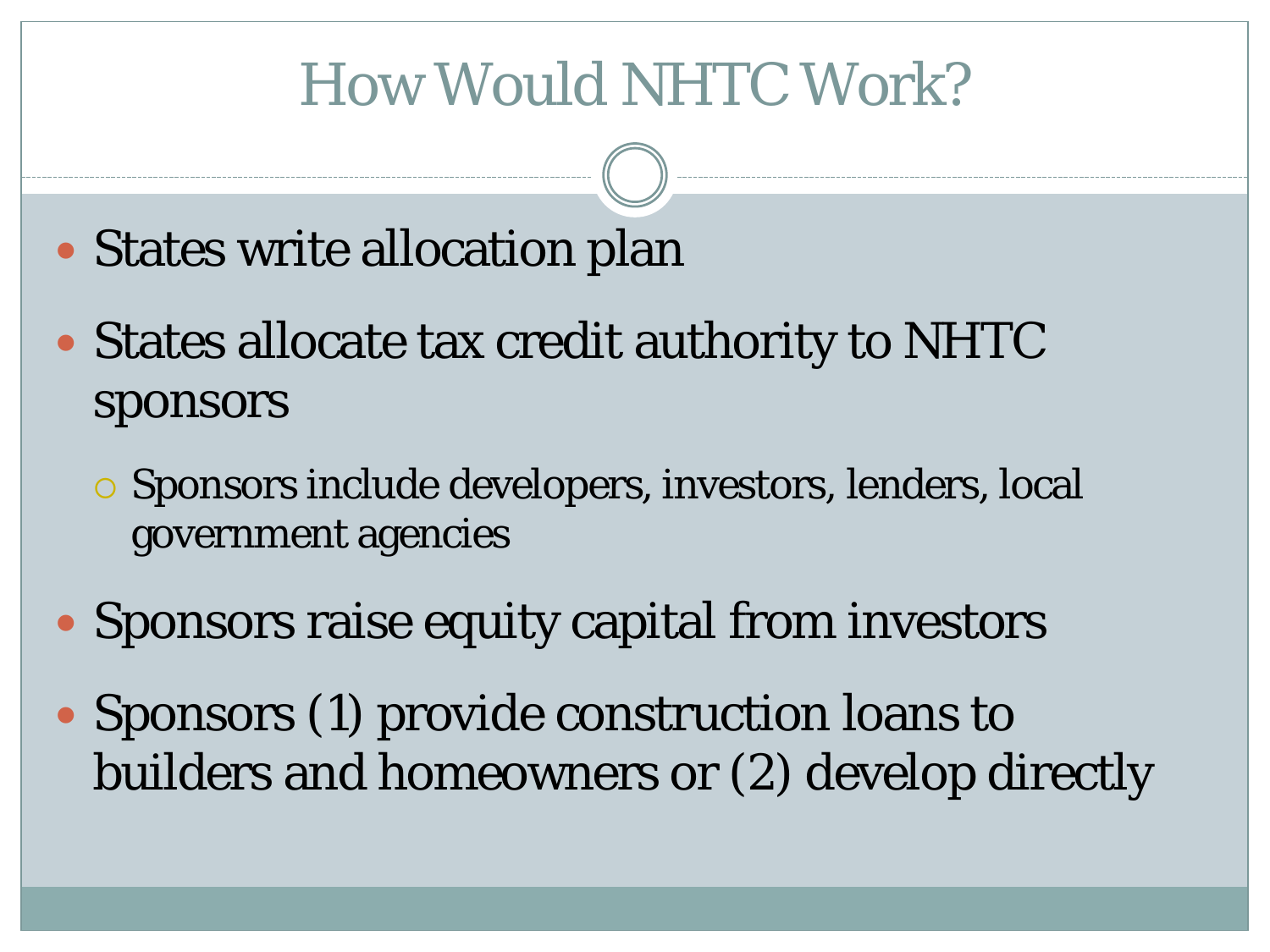# How Would NHTC Work?

- States write allocation plan
- States allocate tax credit authority to NHTC sponsors
  - Sponsors include developers, investors, lenders, local government agencies
- Sponsors raise equity capital from investors
- Sponsors (1) provide construction loans to builders and homeowners or (2) develop directly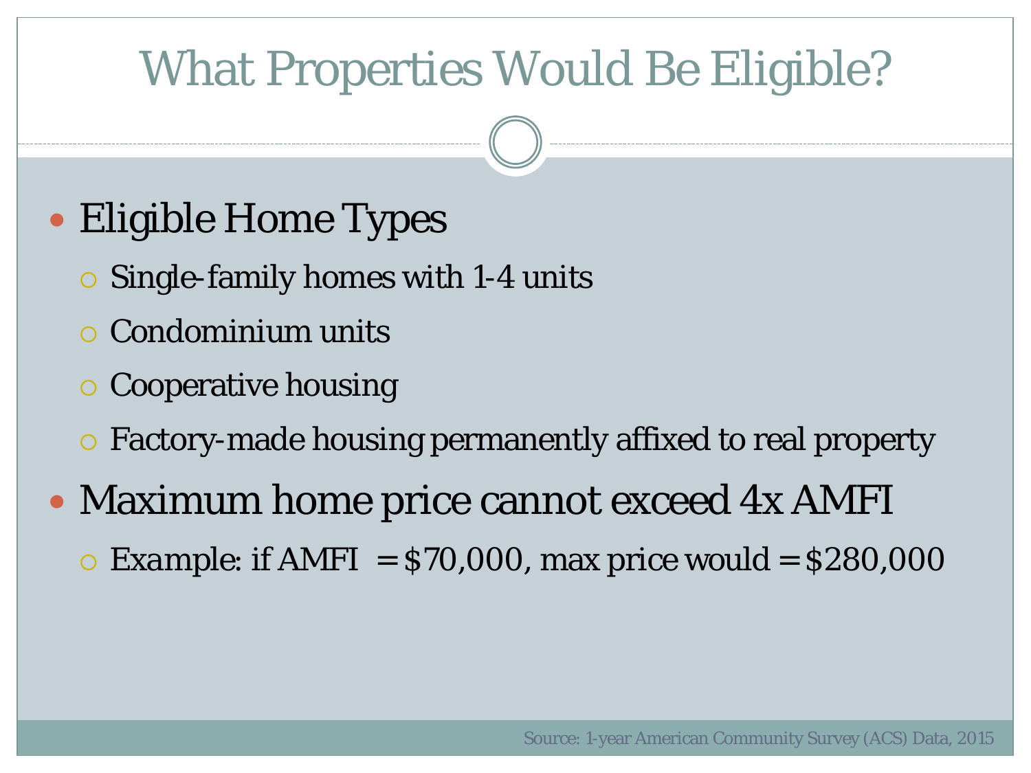# What Properties Would Be Eligible?

- Eligible Home Types
  - Single-family homes with 1-4 units
  - Condominium units
  - Cooperative housing
  - Factory-made housing permanently affixed to real property
- Maximum home price cannot exceed 4x AMFI
  - Example: if AMFI = $70,000, max price would = $280,000

Source: 1-year American Community Survey (ACS) Data, 2015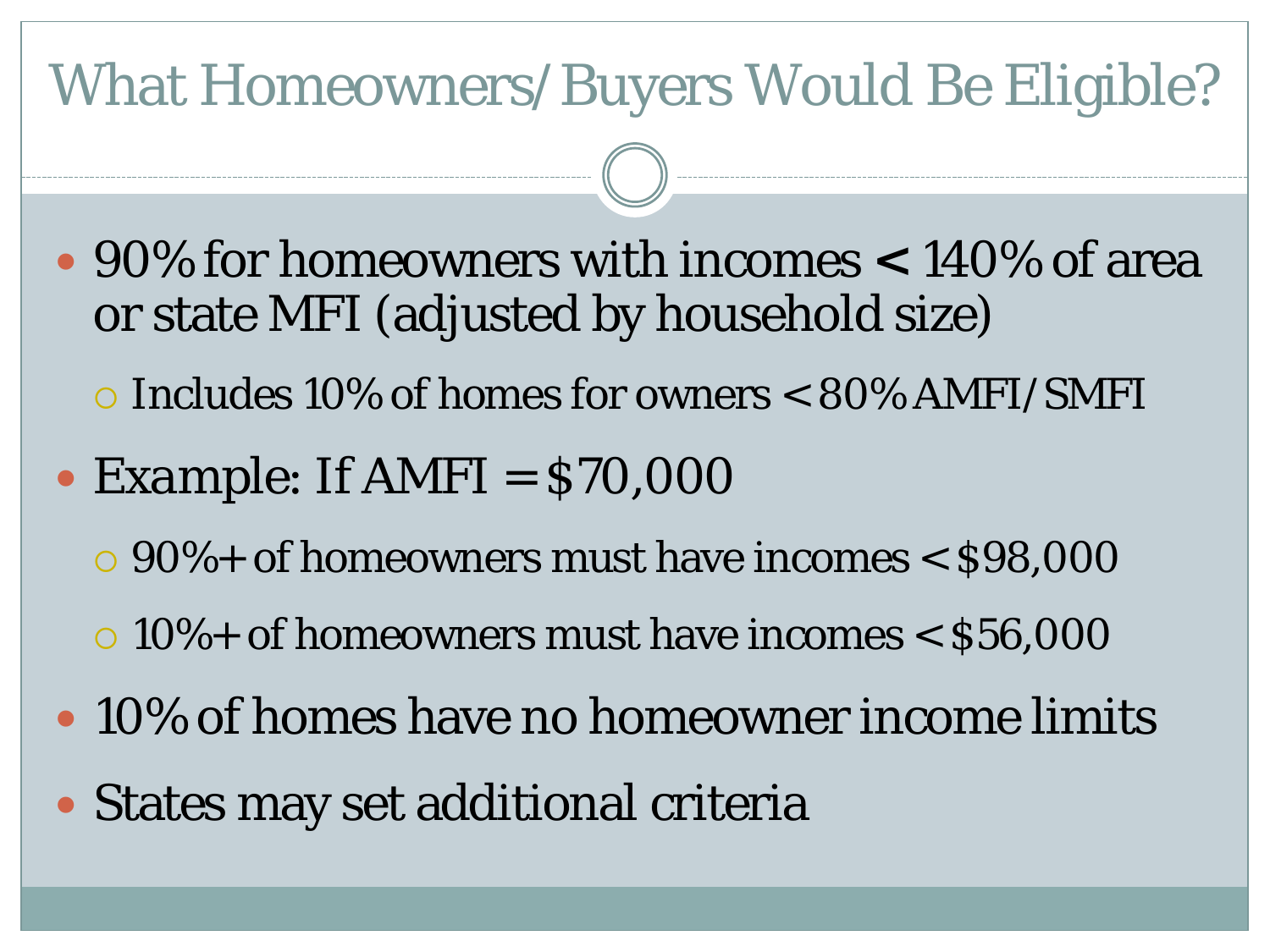# What Homeowners/Buyers Would Be Eligible?

- 90% for homeowners with incomes < 140% of area or state MFI (adjusted by household size)
  - Includes 10% of homes for owners < 80% AMFI/SMFI
- Example: If AMFI = $70,000
  - 90%+ of homeowners must have incomes < $98,000
  - 10%+ of homeowners must have incomes < $56,000
- 10% of homes have no homeowner income limits
- States may set additional criteria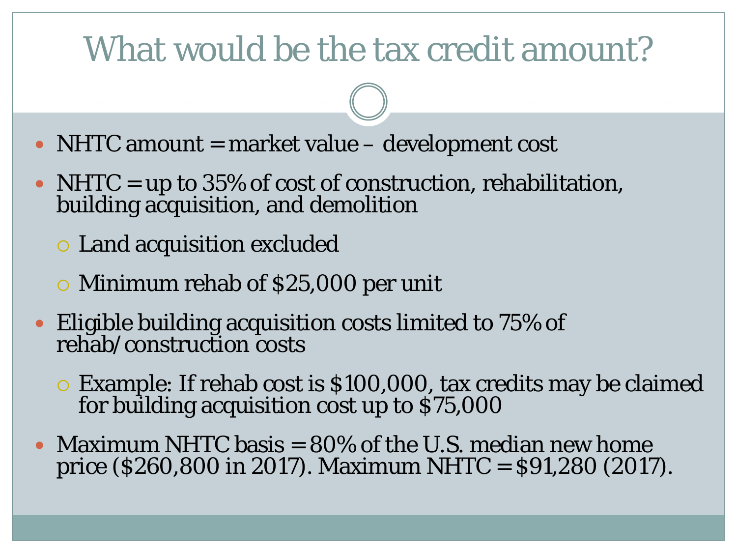# What would be the tax credit amount?

- NHTC amount = market value – development cost
- NHTC = up to 35% of cost of construction, rehabilitation, building acquisition, and demolition
  - Land acquisition excluded
  - Minimum rehab of $25,000 per unit
- Eligible building acquisition costs limited to 75% of rehab/construction costs
  - Example: If rehab cost is $100,000, tax credits may be claimed for building acquisition cost up to $75,000
- Maximum NHTC basis = 80% of the U.S. median new home price ($260,800 in 2017). Maximum NHTC = $91,280 (2017).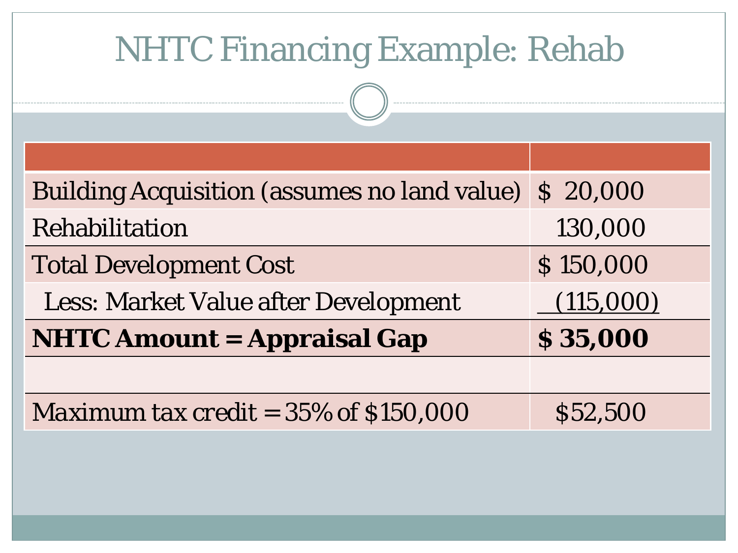# NHTC Financing Example: Rehab

| | |
|---|---|
| Building Acquisition (assumes no land value) | $ 20,000 |
| Rehabilitation | 130,000 |
| Total Development Cost | $ 150,000 |
| Less: Market Value after Development | (115,000) |
| **NHTC Amount = Appraisal Gap** | **$ 35,000** |
| | |
| Maximum tax credit = 35% of $150,000 | $52,500 |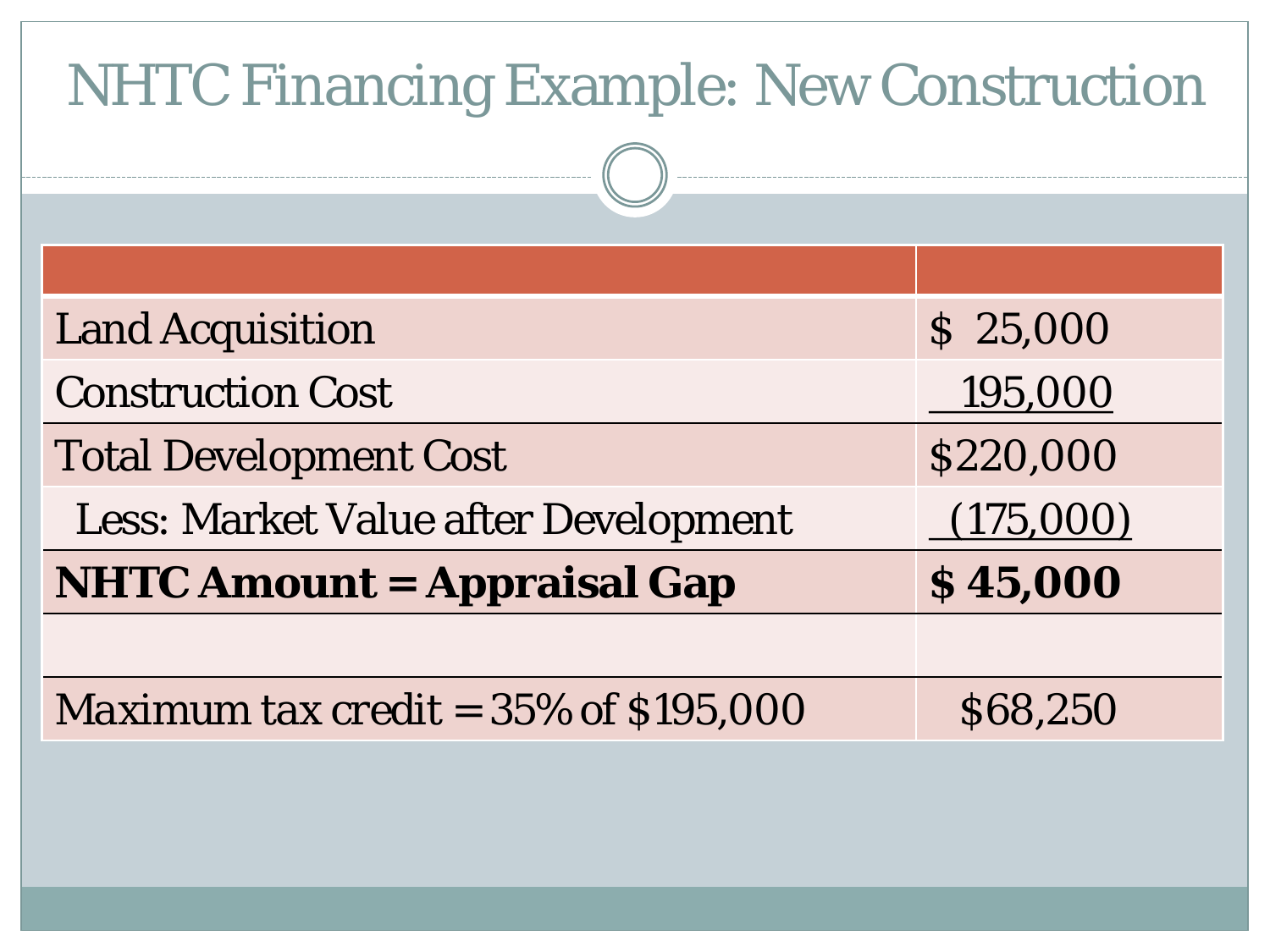# NHTC Financing Example: New Construction

| | |
|---|---|
| Land Acquisition | $ 25,000 |
| Construction Cost | 195,000 |
| Total Development Cost | $220,000 |
| Less: Market Value after Development | (175,000) |
| **NHTC Amount = Appraisal Gap** | **$ 45,000** |
| | |
| Maximum tax credit = 35% of $195,000 | $68,250 |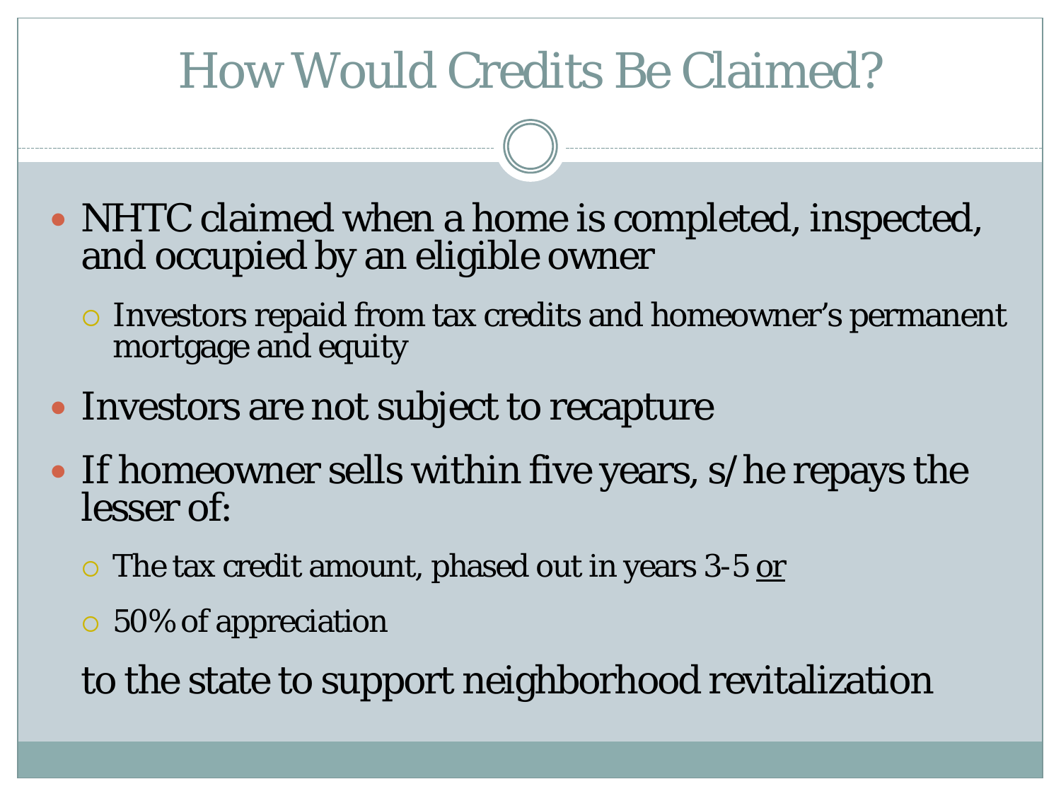# How Would Credits Be Claimed?

- NHTC claimed when a home is completed, inspected, and occupied by an eligible owner
  - Investors repaid from tax credits and homeowner's permanent mortgage and equity
- Investors are not subject to recapture
- If homeowner sells within five years, s/he repays the lesser of:
  - The tax credit amount, phased out in years 3-5 <u>or</u>
  - 50% of appreciation

  to the state to support neighborhood revitalization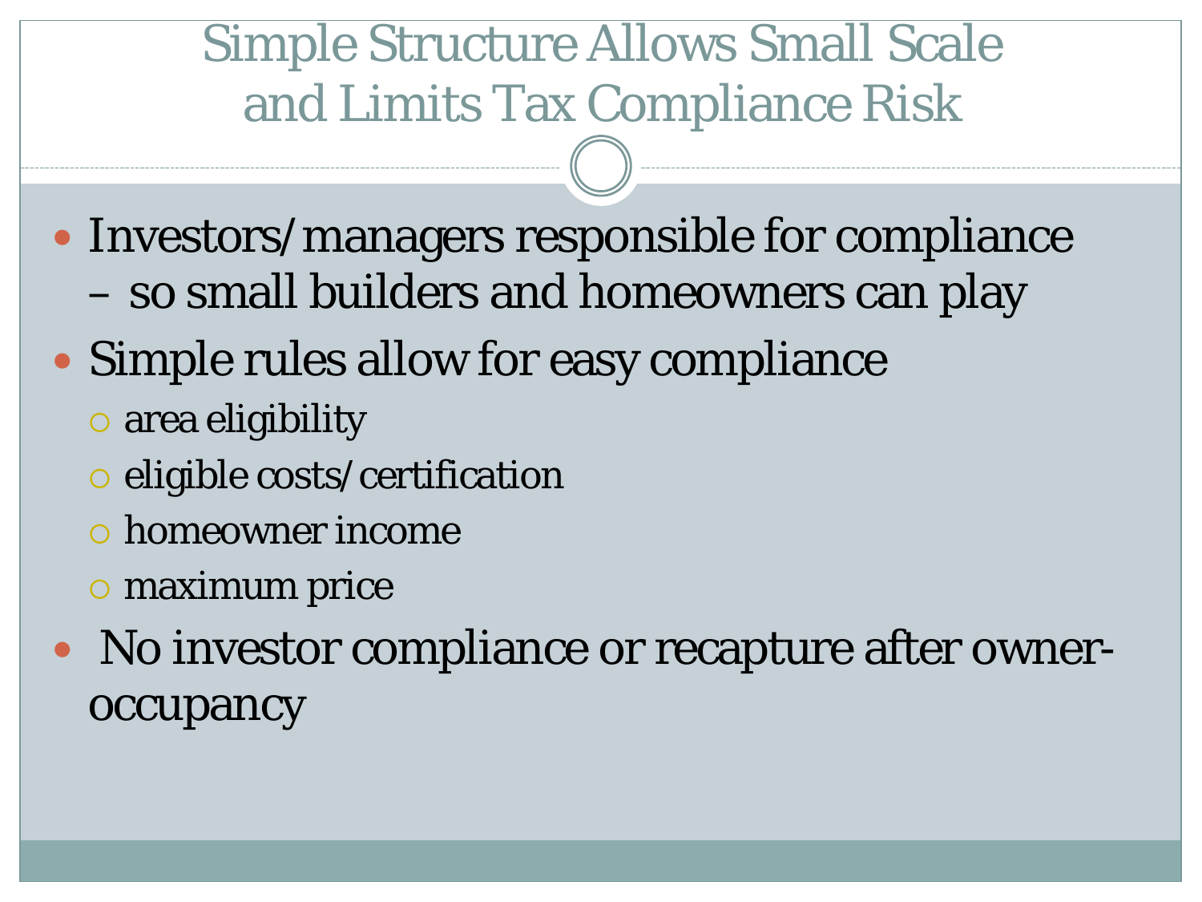# Simple Structure Allows Small Scale and Limits Tax Compliance Risk

- Investors/managers responsible for compliance – so small builders and homeowners can play
- Simple rules allow for easy compliance
  - area eligibility
  - eligible costs/certification
  - homeowner income
  - maximum price
- No investor compliance or recapture after owner-occupancy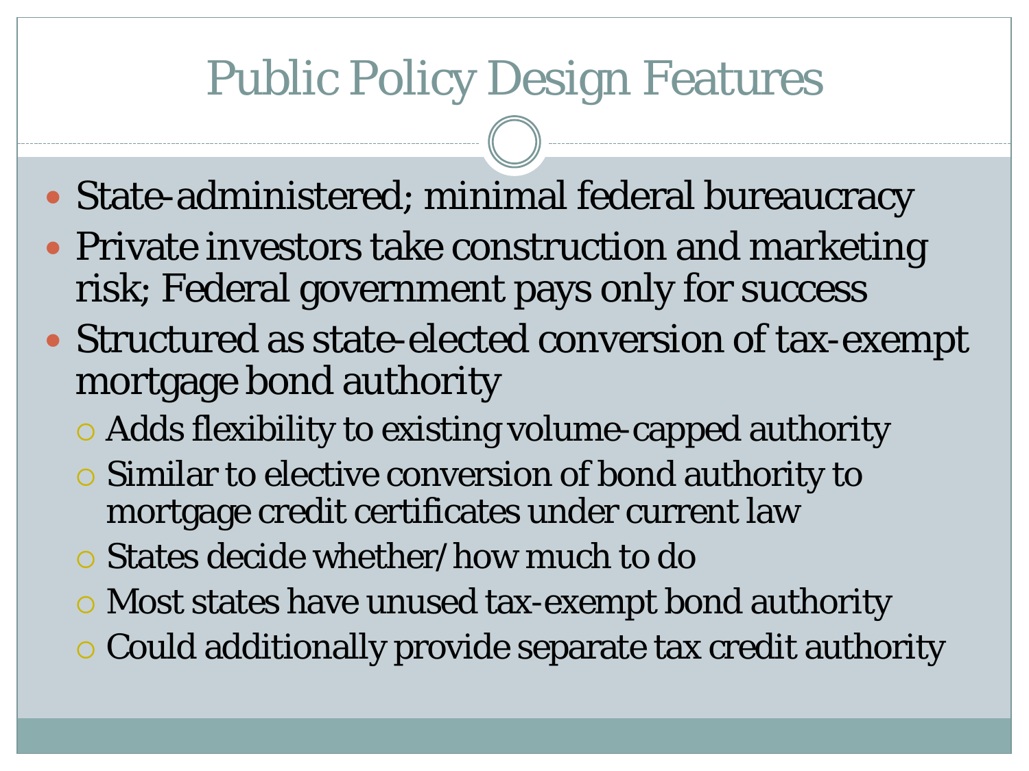# Public Policy Design Features

- State-administered; minimal federal bureaucracy
- Private investors take construction and marketing risk; Federal government pays only for success
- Structured as state-elected conversion of tax-exempt mortgage bond authority
  - Adds flexibility to existing volume-capped authority
  - Similar to elective conversion of bond authority to mortgage credit certificates under current law
  - States decide whether/how much to do
  - Most states have unused tax-exempt bond authority
  - Could additionally provide separate tax credit authority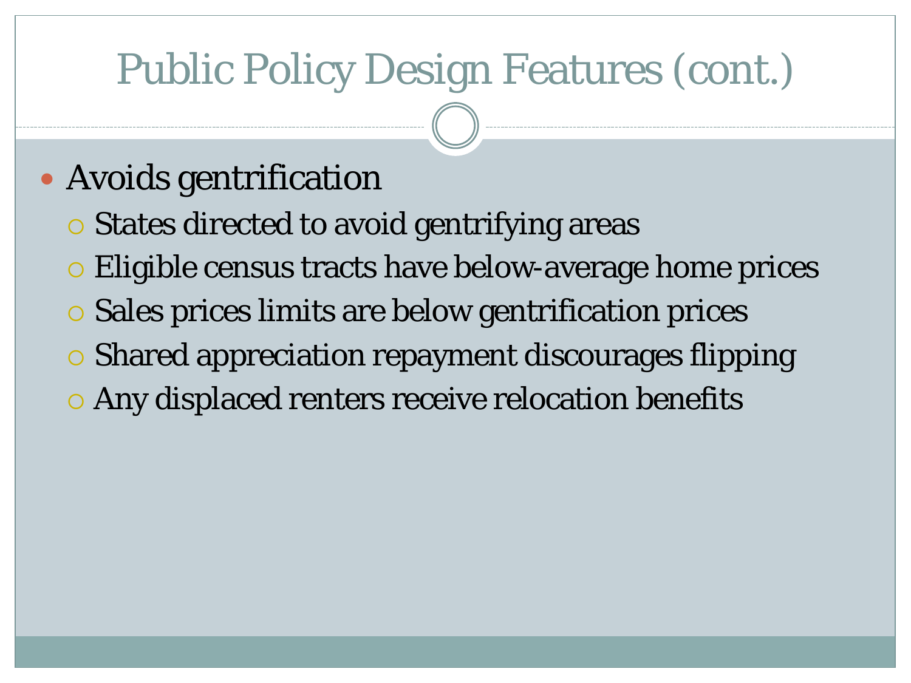# Public Policy Design Features (cont.)

- Avoids gentrification
  - States directed to avoid gentrifying areas
  - Eligible census tracts have below-average home prices
  - Sales prices limits are below gentrification prices
  - Shared appreciation repayment discourages flipping
  - Any displaced renters receive relocation benefits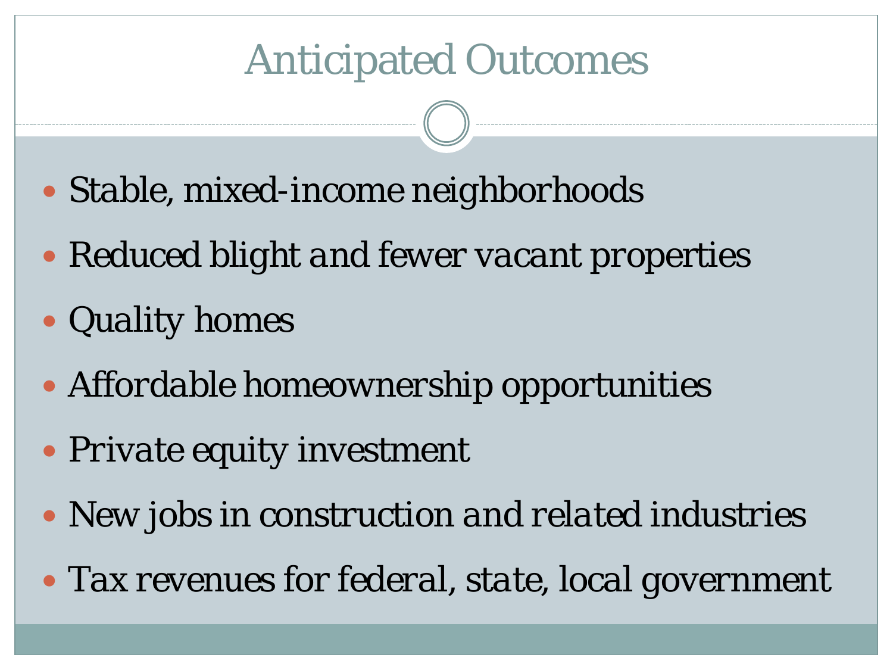# Anticipated Outcomes

- Stable, mixed-income neighborhoods
- Reduced blight and fewer vacant properties
- Quality homes
- Affordable homeownership opportunities
- Private equity investment
- New jobs in construction and related industries
- Tax revenues for federal, state, local government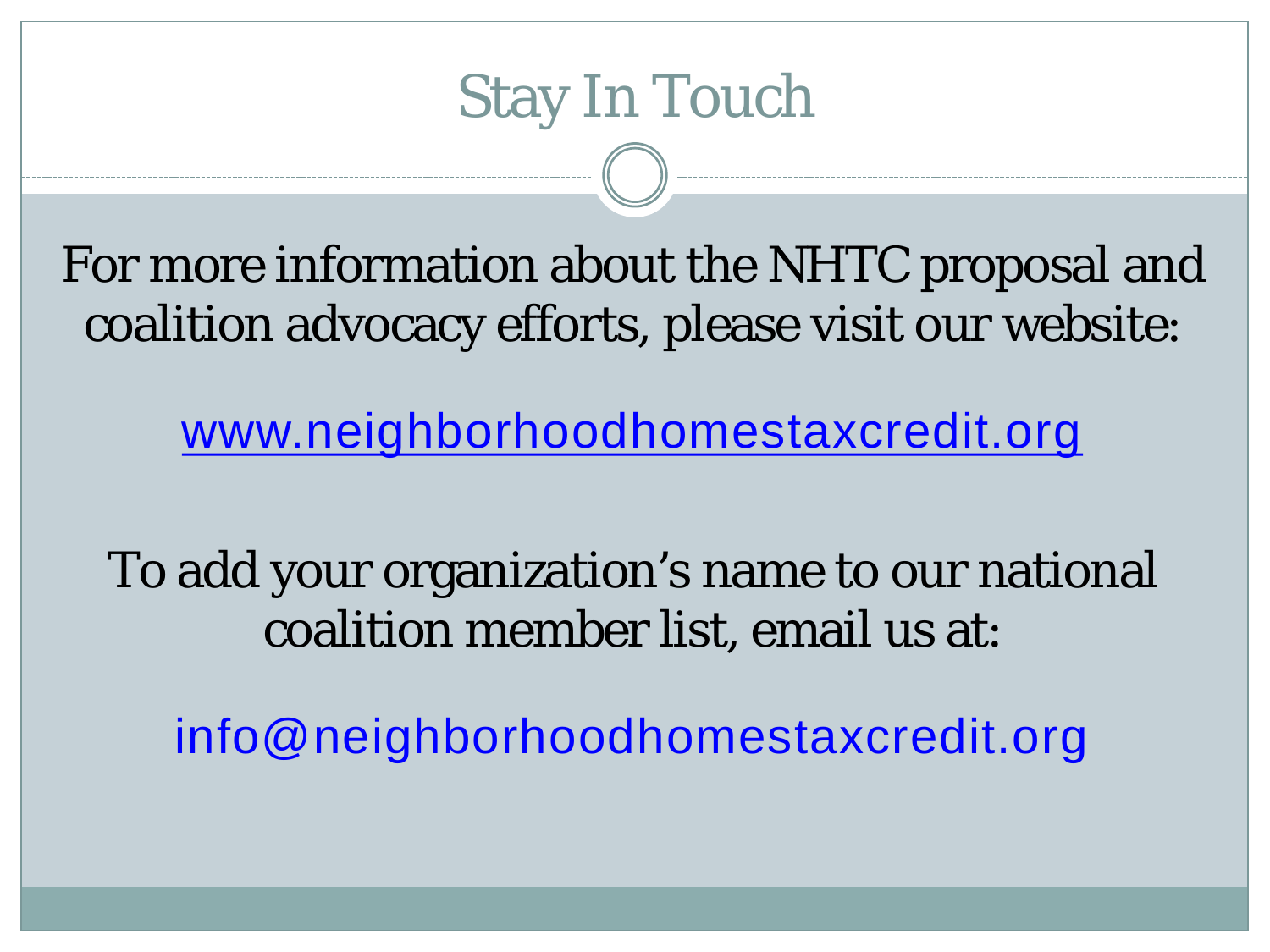# Stay In Touch

For more information about the NHTC proposal and coalition advocacy efforts, please visit our website:

[www.neighborhoodhomestaxcredit.org](http://www.neighborhoodhomestaxcredit.org)

To add your organization's name to our national coalition member list, email us at:

info@neighborhoodhomestaxcredit.org